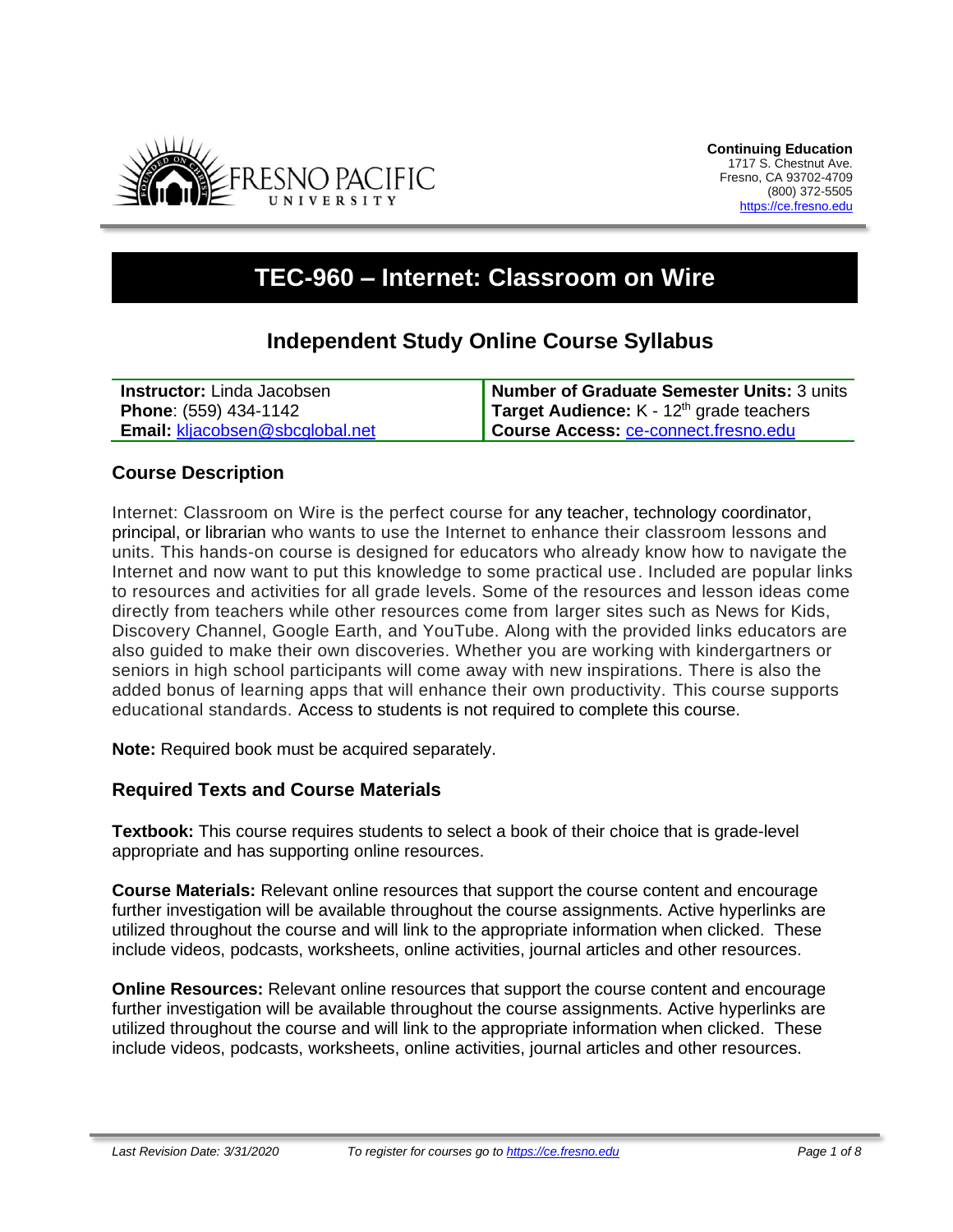**Continuing Education**
1717 S. Chestnut Ave.
Fresno, CA 93702-4709
(800) 372-5505
https://ce.fresno.edu

# TEC-960 – Internet: Classroom on Wire

## Independent Study Online Course Syllabus

| **Instructor:** Linda Jacobsen | **Number of Graduate Semester Units:** 3 units |
|---|---|
| **Phone**: (559) 434-1142 | **Target Audience:** K - 12th grade teachers |
| **Email:** kljacobsen@sbcglobal.net | **Course Access:** ce-connect.fresno.edu |

### Course Description

Internet: Classroom on Wire is the perfect course for any teacher, technology coordinator, principal, or librarian who wants to use the Internet to enhance their classroom lessons and units. This hands-on course is designed for educators who already know how to navigate the Internet and now want to put this knowledge to some practical use. Included are popular links to resources and activities for all grade levels. Some of the resources and lesson ideas come directly from teachers while other resources come from larger sites such as News for Kids, Discovery Channel, Google Earth, and YouTube. Along with the provided links educators are also guided to make their own discoveries. Whether you are working with kindergartners or seniors in high school participants will come away with new inspirations. There is also the added bonus of learning apps that will enhance their own productivity. This course supports educational standards. Access to students is not required to complete this course.

**Note:** Required book must be acquired separately.

### Required Texts and Course Materials

**Textbook:** This course requires students to select a book of their choice that is grade-level appropriate and has supporting online resources.

**Course Materials:** Relevant online resources that support the course content and encourage further investigation will be available throughout the course assignments. Active hyperlinks are utilized throughout the course and will link to the appropriate information when clicked. These include videos, podcasts, worksheets, online activities, journal articles and other resources.

**Online Resources:** Relevant online resources that support the course content and encourage further investigation will be available throughout the course assignments. Active hyperlinks are utilized throughout the course and will link to the appropriate information when clicked. These include videos, podcasts, worksheets, online activities, journal articles and other resources.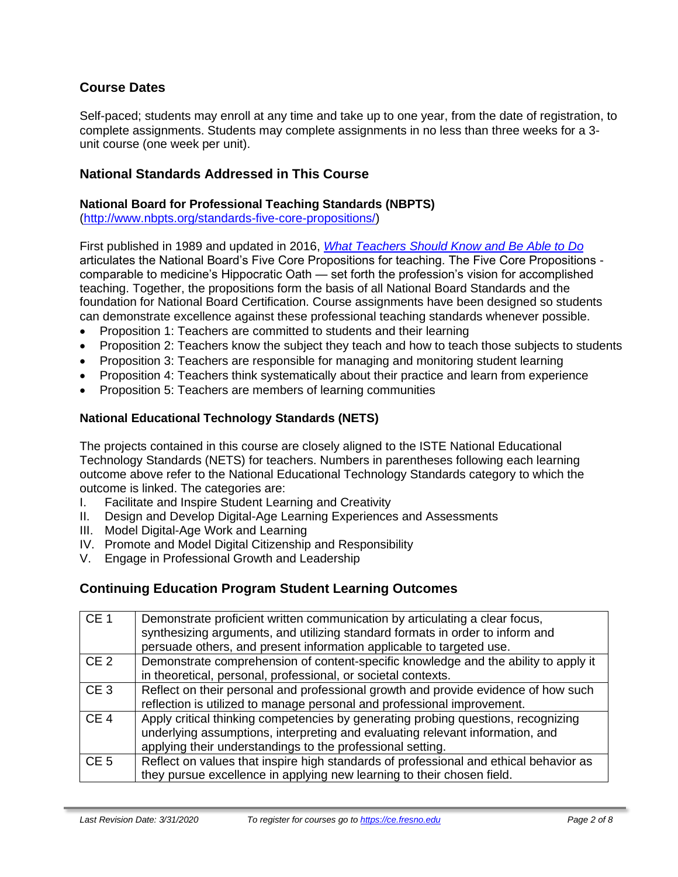## Course Dates

Self-paced; students may enroll at any time and take up to one year, from the date of registration, to complete assignments. Students may complete assignments in no less than three weeks for a 3-unit course (one week per unit).

## National Standards Addressed in This Course

### National Board for Professional Teaching Standards (NBPTS)

(http://www.nbpts.org/standards-five-core-propositions/)

First published in 1989 and updated in 2016, *[What Teachers Should Know and Be Able to Do](http://www.nbpts.org/standards-five-core-propositions/)* articulates the National Board's Five Core Propositions for teaching. The Five Core Propositions - comparable to medicine's Hippocratic Oath — set forth the profession's vision for accomplished teaching. Together, the propositions form the basis of all National Board Standards and the foundation for National Board Certification. Course assignments have been designed so students can demonstrate excellence against these professional teaching standards whenever possible.

- Proposition 1: Teachers are committed to students and their learning
- Proposition 2: Teachers know the subject they teach and how to teach those subjects to students
- Proposition 3: Teachers are responsible for managing and monitoring student learning
- Proposition 4: Teachers think systematically about their practice and learn from experience
- Proposition 5: Teachers are members of learning communities

### National Educational Technology Standards (NETS)

The projects contained in this course are closely aligned to the ISTE National Educational Technology Standards (NETS) for teachers. Numbers in parentheses following each learning outcome above refer to the National Educational Technology Standards category to which the outcome is linked. The categories are:

I. Facilitate and Inspire Student Learning and Creativity
II. Design and Develop Digital-Age Learning Experiences and Assessments
III. Model Digital-Age Work and Learning
IV. Promote and Model Digital Citizenship and Responsibility
V. Engage in Professional Growth and Leadership

## Continuing Education Program Student Learning Outcomes

| | |
|---|---|
| CE 1 | Demonstrate proficient written communication by articulating a clear focus, synthesizing arguments, and utilizing standard formats in order to inform and persuade others, and present information applicable to targeted use. |
| CE 2 | Demonstrate comprehension of content-specific knowledge and the ability to apply it in theoretical, personal, professional, or societal contexts. |
| CE 3 | Reflect on their personal and professional growth and provide evidence of how such reflection is utilized to manage personal and professional improvement. |
| CE 4 | Apply critical thinking competencies by generating probing questions, recognizing underlying assumptions, interpreting and evaluating relevant information, and applying their understandings to the professional setting. |
| CE 5 | Reflect on values that inspire high standards of professional and ethical behavior as they pursue excellence in applying new learning to their chosen field. |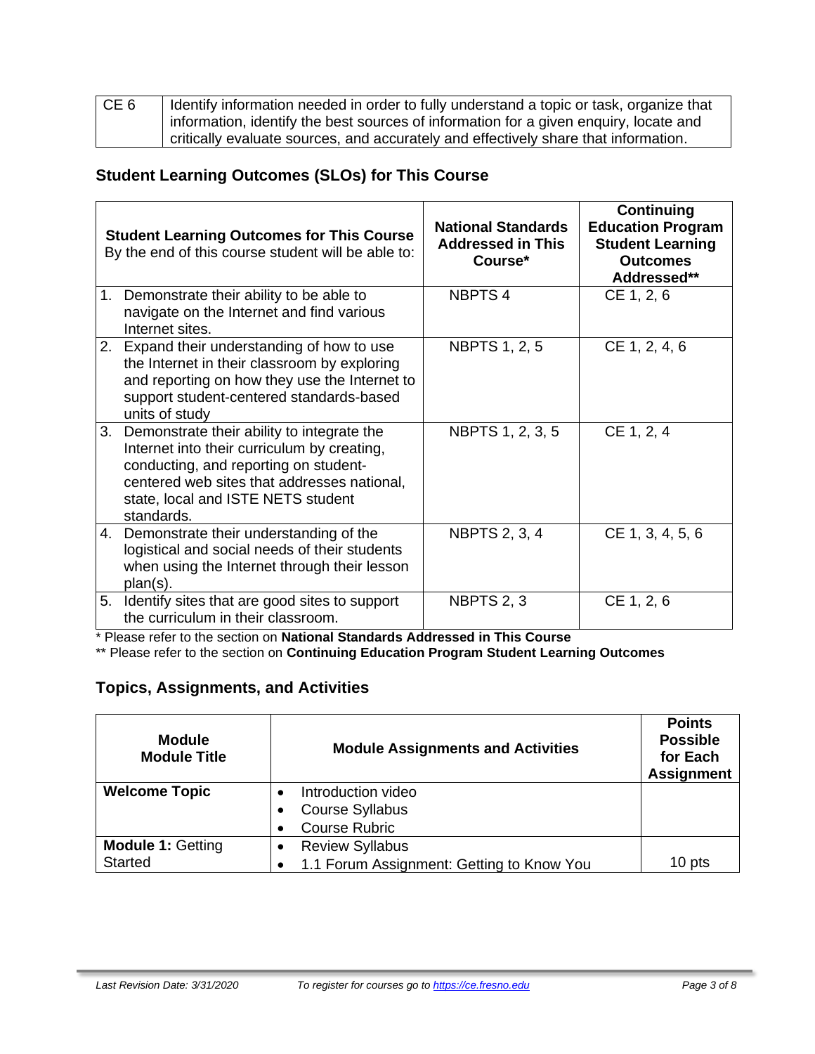| CE 6 | Identify information needed in order to fully understand a topic or task, organize that information, identify the best sources of information for a given enquiry, locate and critically evaluate sources, and accurately and effectively share that information. |
|---|---|

## Student Learning Outcomes (SLOs) for This Course

| **Student Learning Outcomes for This Course** By the end of this course student will be able to: | **National Standards Addressed in This Course*** | **Continuing Education Program Student Learning Outcomes Addressed**** |
|---|---|---|
| 1. Demonstrate their ability to be able to navigate on the Internet and find various Internet sites. | NBPTS 4 | CE 1, 2, 6 |
| 2. Expand their understanding of how to use the Internet in their classroom by exploring and reporting on how they use the Internet to support student-centered standards-based units of study | NBPTS 1, 2, 5 | CE 1, 2, 4, 6 |
| 3. Demonstrate their ability to integrate the Internet into their curriculum by creating, conducting, and reporting on student-centered web sites that addresses national, state, local and ISTE NETS student standards. | NBPTS 1, 2, 3, 5 | CE 1, 2, 4 |
| 4. Demonstrate their understanding of the logistical and social needs of their students when using the Internet through their lesson plan(s). | NBPTS 2, 3, 4 | CE 1, 3, 4, 5, 6 |
| 5. Identify sites that are good sites to support the curriculum in their classroom. | NBPTS 2, 3 | CE 1, 2, 6 |

\* Please refer to the section on **National Standards Addressed in This Course**

\*\* Please refer to the section on **Continuing Education Program Student Learning Outcomes**

## Topics, Assignments, and Activities

| **Module Module Title** | **Module Assignments and Activities** | **Points Possible for Each Assignment** |
|---|---|---|
| **Welcome Topic** | • Introduction video<br>• Course Syllabus<br>• Course Rubric | |
| **Module 1:** Getting Started | • Review Syllabus<br>• 1.1 Forum Assignment: Getting to Know You | 10 pts |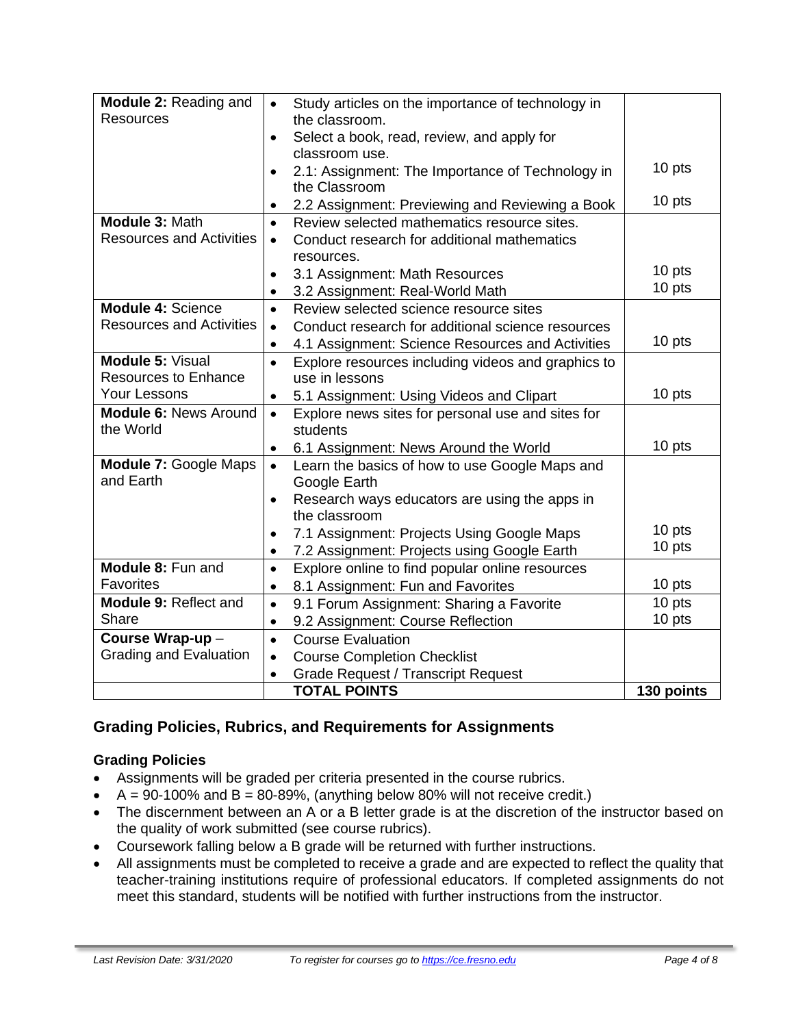| | | |
|---|---|---|
| **Module 2:** Reading and Resources | • Study articles on the importance of technology in the classroom.<br>• Select a book, read, review, and apply for classroom use.<br>• 2.1: Assignment: The Importance of Technology in the Classroom<br>• 2.2 Assignment: Previewing and Reviewing a Book | <br><br>10 pts<br>10 pts |
| **Module 3:** Math Resources and Activities | • Review selected mathematics resource sites.<br>• Conduct research for additional mathematics resources.<br>• 3.1 Assignment: Math Resources<br>• 3.2 Assignment: Real-World Math | <br><br>10 pts<br>10 pts |
| **Module 4:** Science Resources and Activities | • Review selected science resource sites<br>• Conduct research for additional science resources<br>• 4.1 Assignment: Science Resources and Activities | <br><br>10 pts |
| **Module 5:** Visual Resources to Enhance Your Lessons | • Explore resources including videos and graphics to use in lessons<br>• 5.1 Assignment: Using Videos and Clipart | <br>10 pts |
| **Module 6:** News Around the World | • Explore news sites for personal use and sites for students<br>• 6.1 Assignment: News Around the World | <br>10 pts |
| **Module 7:** Google Maps and Earth | • Learn the basics of how to use Google Maps and Google Earth<br>• Research ways educators are using the apps in the classroom<br>• 7.1 Assignment: Projects Using Google Maps<br>• 7.2 Assignment: Projects using Google Earth | <br><br>10 pts<br>10 pts |
| **Module 8:** Fun and Favorites | • Explore online to find popular online resources<br>• 8.1 Assignment: Fun and Favorites | <br>10 pts |
| **Module 9:** Reflect and Share | • 9.1 Forum Assignment: Sharing a Favorite<br>• 9.2 Assignment: Course Reflection | 10 pts<br>10 pts |
| **Course Wrap-up** – Grading and Evaluation | • Course Evaluation<br>• Course Completion Checklist<br>• Grade Request / Transcript Request | |
| | **TOTAL POINTS** | **130 points** |

## Grading Policies, Rubrics, and Requirements for Assignments

### Grading Policies

- Assignments will be graded per criteria presented in the course rubrics.
- A = 90-100% and B = 80-89%, (anything below 80% will not receive credit.)
- The discernment between an A or a B letter grade is at the discretion of the instructor based on the quality of work submitted (see course rubrics).
- Coursework falling below a B grade will be returned with further instructions.
- All assignments must be completed to receive a grade and are expected to reflect the quality that teacher-training institutions require of professional educators. If completed assignments do not meet this standard, students will be notified with further instructions from the instructor.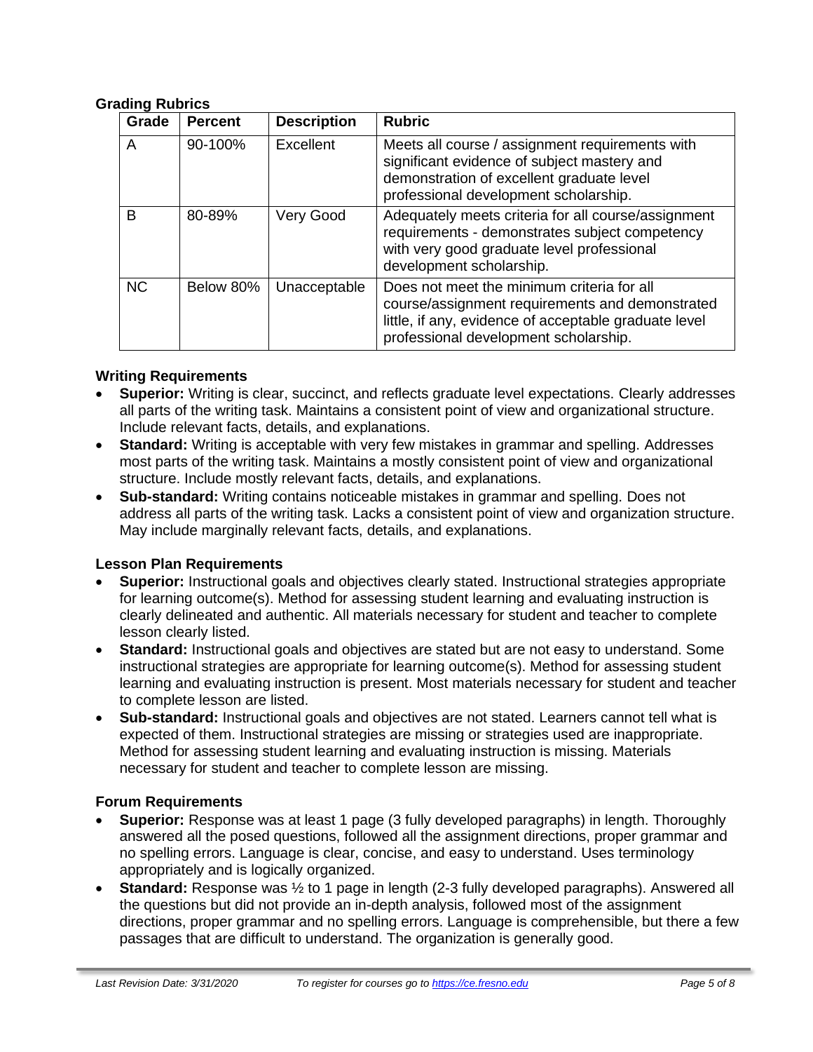### Grading Rubrics

| Grade | Percent | Description | Rubric |
|---|---|---|---|
| A | 90-100% | Excellent | Meets all course / assignment requirements with significant evidence of subject mastery and demonstration of excellent graduate level professional development scholarship. |
| B | 80-89% | Very Good | Adequately meets criteria for all course/assignment requirements - demonstrates subject competency with very good graduate level professional development scholarship. |
| NC | Below 80% | Unacceptable | Does not meet the minimum criteria for all course/assignment requirements and demonstrated little, if any, evidence of acceptable graduate level professional development scholarship. |

### Writing Requirements

- **Superior:** Writing is clear, succinct, and reflects graduate level expectations. Clearly addresses all parts of the writing task. Maintains a consistent point of view and organizational structure. Include relevant facts, details, and explanations.
- **Standard:** Writing is acceptable with very few mistakes in grammar and spelling. Addresses most parts of the writing task. Maintains a mostly consistent point of view and organizational structure. Include mostly relevant facts, details, and explanations.
- **Sub-standard:** Writing contains noticeable mistakes in grammar and spelling. Does not address all parts of the writing task. Lacks a consistent point of view and organization structure. May include marginally relevant facts, details, and explanations.

### Lesson Plan Requirements

- **Superior:** Instructional goals and objectives clearly stated. Instructional strategies appropriate for learning outcome(s). Method for assessing student learning and evaluating instruction is clearly delineated and authentic. All materials necessary for student and teacher to complete lesson clearly listed.
- **Standard:** Instructional goals and objectives are stated but are not easy to understand. Some instructional strategies are appropriate for learning outcome(s). Method for assessing student learning and evaluating instruction is present. Most materials necessary for student and teacher to complete lesson are listed.
- **Sub-standard:** Instructional goals and objectives are not stated. Learners cannot tell what is expected of them. Instructional strategies are missing or strategies used are inappropriate. Method for assessing student learning and evaluating instruction is missing. Materials necessary for student and teacher to complete lesson are missing.

### Forum Requirements

- **Superior:** Response was at least 1 page (3 fully developed paragraphs) in length. Thoroughly answered all the posed questions, followed all the assignment directions, proper grammar and no spelling errors. Language is clear, concise, and easy to understand. Uses terminology appropriately and is logically organized.
- **Standard:** Response was ½ to 1 page in length (2-3 fully developed paragraphs). Answered all the questions but did not provide an in-depth analysis, followed most of the assignment directions, proper grammar and no spelling errors. Language is comprehensible, but there a few passages that are difficult to understand. The organization is generally good.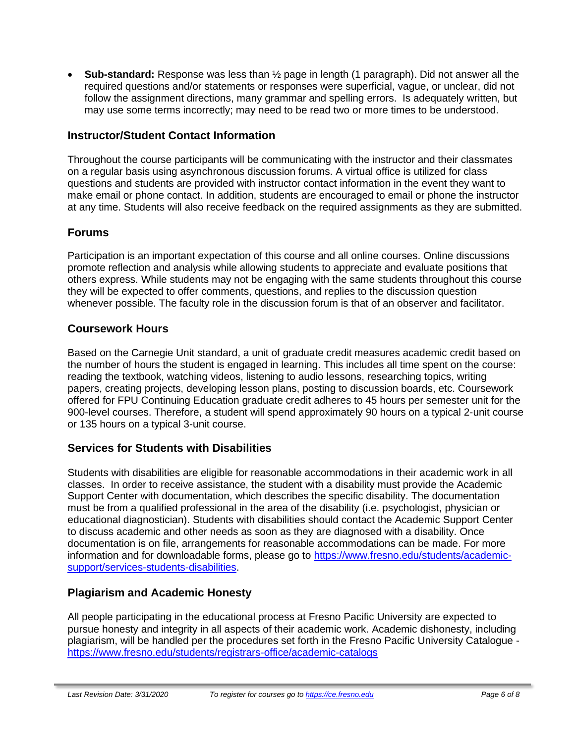- **Sub-standard:** Response was less than ½ page in length (1 paragraph). Did not answer all the required questions and/or statements or responses were superficial, vague, or unclear, did not follow the assignment directions, many grammar and spelling errors. Is adequately written, but may use some terms incorrectly; may need to be read two or more times to be understood.

## Instructor/Student Contact Information

Throughout the course participants will be communicating with the instructor and their classmates on a regular basis using asynchronous discussion forums. A virtual office is utilized for class questions and students are provided with instructor contact information in the event they want to make email or phone contact. In addition, students are encouraged to email or phone the instructor at any time. Students will also receive feedback on the required assignments as they are submitted.

## Forums

Participation is an important expectation of this course and all online courses. Online discussions promote reflection and analysis while allowing students to appreciate and evaluate positions that others express. While students may not be engaging with the same students throughout this course they will be expected to offer comments, questions, and replies to the discussion question whenever possible. The faculty role in the discussion forum is that of an observer and facilitator.

## Coursework Hours

Based on the Carnegie Unit standard, a unit of graduate credit measures academic credit based on the number of hours the student is engaged in learning. This includes all time spent on the course: reading the textbook, watching videos, listening to audio lessons, researching topics, writing papers, creating projects, developing lesson plans, posting to discussion boards, etc. Coursework offered for FPU Continuing Education graduate credit adheres to 45 hours per semester unit for the 900-level courses. Therefore, a student will spend approximately 90 hours on a typical 2-unit course or 135 hours on a typical 3-unit course.

## Services for Students with Disabilities

Students with disabilities are eligible for reasonable accommodations in their academic work in all classes. In order to receive assistance, the student with a disability must provide the Academic Support Center with documentation, which describes the specific disability. The documentation must be from a qualified professional in the area of the disability (i.e. psychologist, physician or educational diagnostician). Students with disabilities should contact the Academic Support Center to discuss academic and other needs as soon as they are diagnosed with a disability. Once documentation is on file, arrangements for reasonable accommodations can be made. For more information and for downloadable forms, please go to https://www.fresno.edu/students/academic-support/services-students-disabilities.

## Plagiarism and Academic Honesty

All people participating in the educational process at Fresno Pacific University are expected to pursue honesty and integrity in all aspects of their academic work. Academic dishonesty, including plagiarism, will be handled per the procedures set forth in the Fresno Pacific University Catalogue - https://www.fresno.edu/students/registrars-office/academic-catalogs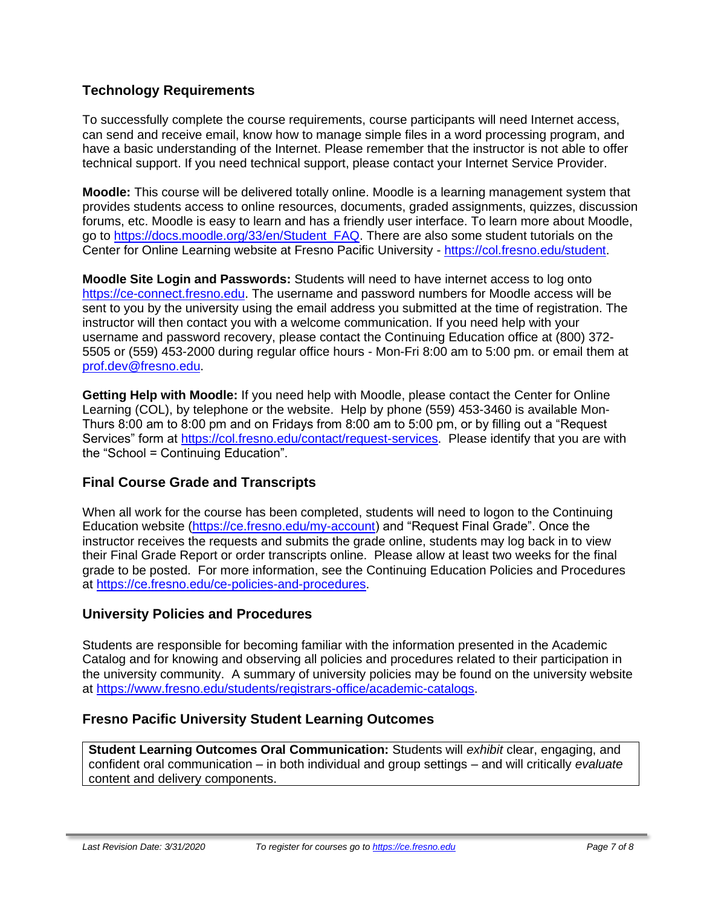## Technology Requirements

To successfully complete the course requirements, course participants will need Internet access, can send and receive email, know how to manage simple files in a word processing program, and have a basic understanding of the Internet. Please remember that the instructor is not able to offer technical support. If you need technical support, please contact your Internet Service Provider.

**Moodle:** This course will be delivered totally online. Moodle is a learning management system that provides students access to online resources, documents, graded assignments, quizzes, discussion forums, etc. Moodle is easy to learn and has a friendly user interface. To learn more about Moodle, go to https://docs.moodle.org/33/en/Student_FAQ. There are also some student tutorials on the Center for Online Learning website at Fresno Pacific University - https://col.fresno.edu/student.

**Moodle Site Login and Passwords:** Students will need to have internet access to log onto https://ce-connect.fresno.edu. The username and password numbers for Moodle access will be sent to you by the university using the email address you submitted at the time of registration. The instructor will then contact you with a welcome communication. If you need help with your username and password recovery, please contact the Continuing Education office at (800) 372-5505 or (559) 453-2000 during regular office hours - Mon-Fri 8:00 am to 5:00 pm. or email them at prof.dev@fresno.edu.

**Getting Help with Moodle:** If you need help with Moodle, please contact the Center for Online Learning (COL), by telephone or the website. Help by phone (559) 453-3460 is available Mon-Thurs 8:00 am to 8:00 pm and on Fridays from 8:00 am to 5:00 pm, or by filling out a "Request Services" form at https://col.fresno.edu/contact/request-services. Please identify that you are with the "School = Continuing Education".

## Final Course Grade and Transcripts

When all work for the course has been completed, students will need to logon to the Continuing Education website (https://ce.fresno.edu/my-account) and "Request Final Grade". Once the instructor receives the requests and submits the grade online, students may log back in to view their Final Grade Report or order transcripts online. Please allow at least two weeks for the final grade to be posted. For more information, see the Continuing Education Policies and Procedures at https://ce.fresno.edu/ce-policies-and-procedures.

## University Policies and Procedures

Students are responsible for becoming familiar with the information presented in the Academic Catalog and for knowing and observing all policies and procedures related to their participation in the university community. A summary of university policies may be found on the university website at https://www.fresno.edu/students/registrars-office/academic-catalogs.

## Fresno Pacific University Student Learning Outcomes

**Student Learning Outcomes Oral Communication:** Students will *exhibit* clear, engaging, and confident oral communication – in both individual and group settings – and will critically *evaluate* content and delivery components.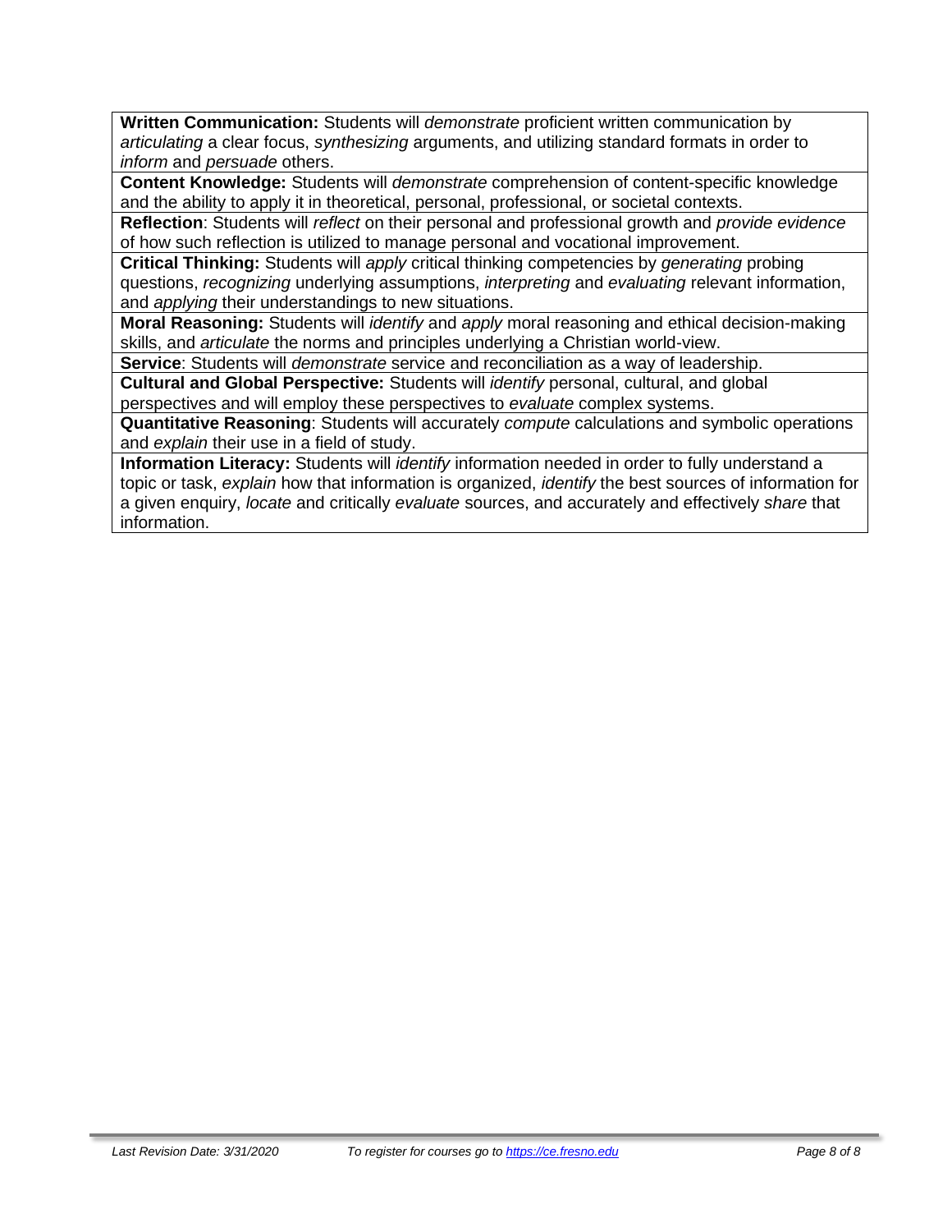| |
|---|
| **Written Communication:** Students will *demonstrate* proficient written communication by *articulating* a clear focus, *synthesizing* arguments, and utilizing standard formats in order to *inform* and *persuade* others. |
| **Content Knowledge:** Students will *demonstrate* comprehension of content-specific knowledge and the ability to apply it in theoretical, personal, professional, or societal contexts. |
| **Reflection**: Students will *reflect* on their personal and professional growth and *provide evidence* of how such reflection is utilized to manage personal and vocational improvement. |
| **Critical Thinking:** Students will *apply* critical thinking competencies by *generating* probing questions, *recognizing* underlying assumptions, *interpreting* and *evaluating* relevant information, and *applying* their understandings to new situations. |
| **Moral Reasoning:** Students will *identify* and *apply* moral reasoning and ethical decision-making skills, and *articulate* the norms and principles underlying a Christian world-view. |
| **Service**: Students will *demonstrate* service and reconciliation as a way of leadership. |
| **Cultural and Global Perspective:** Students will *identify* personal, cultural, and global perspectives and will employ these perspectives to *evaluate* complex systems. |
| **Quantitative Reasoning**: Students will accurately *compute* calculations and symbolic operations and *explain* their use in a field of study. |
| **Information Literacy:** Students will *identify* information needed in order to fully understand a topic or task, *explain* how that information is organized, *identify* the best sources of information for a given enquiry, *locate* and critically *evaluate* sources, and accurately and effectively *share* that information. |